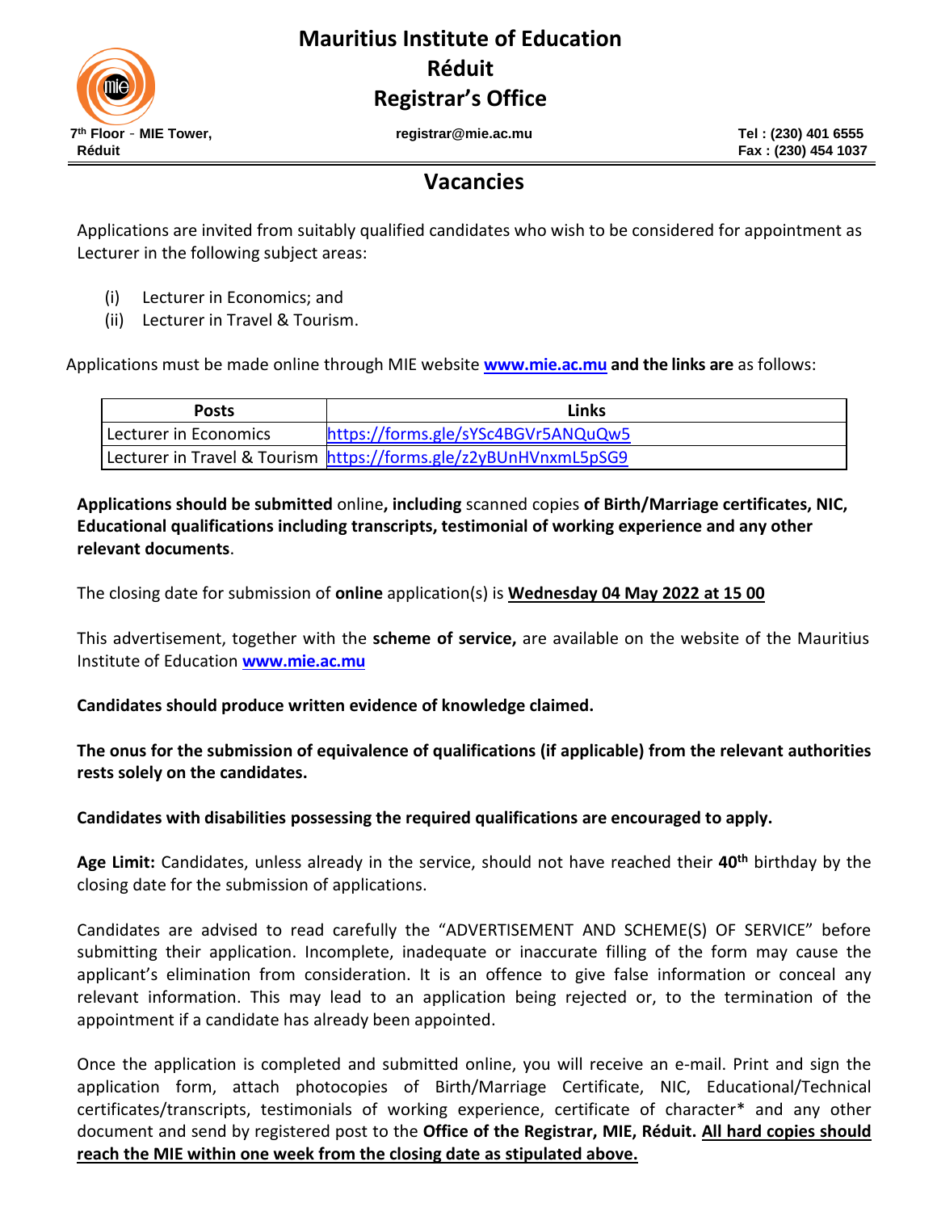# Mauritius Institute of Education
# Réduit
# Registrar's Office

7th Floor - MIE Tower, Réduit | registrar@mie.ac.mu | Tel : (230) 401 6555 | Fax : (230) 454 1037

## Vacancies

Applications are invited from suitably qualified candidates who wish to be considered for appointment as Lecturer in the following subject areas:

(i) Lecturer in Economics; and
(ii) Lecturer in Travel & Tourism.

Applications must be made online through MIE website **www.mie.ac.mu and the links are** as follows:

| Posts | Links |
|---|---|
| Lecturer in Economics | https://forms.gle/sYSc4BGVr5ANQuQw5 |
| Lecturer in Travel & Tourism | https://forms.gle/z2yBUnHVnxmL5pSG9 |

**Applications should be submitted** online**, including** scanned copies **of Birth/Marriage certificates, NIC, Educational qualifications including transcripts, testimonial of working experience and any other relevant documents**.

The closing date for submission of **online** application(s) is **Wednesday 04 May 2022 at 15 00**

This advertisement, together with the **scheme of service,** are available on the website of the Mauritius Institute of Education **www.mie.ac.mu**

**Candidates should produce written evidence of knowledge claimed.**

**The onus for the submission of equivalence of qualifications (if applicable) from the relevant authorities rests solely on the candidates.**

**Candidates with disabilities possessing the required qualifications are encouraged to apply.**

**Age Limit:** Candidates, unless already in the service, should not have reached their **40th** birthday by the closing date for the submission of applications.

Candidates are advised to read carefully the "ADVERTISEMENT AND SCHEME(S) OF SERVICE" before submitting their application. Incomplete, inadequate or inaccurate filling of the form may cause the applicant's elimination from consideration. It is an offence to give false information or conceal any relevant information. This may lead to an application being rejected or, to the termination of the appointment if a candidate has already been appointed.

Once the application is completed and submitted online, you will receive an e-mail. Print and sign the application form, attach photocopies of Birth/Marriage Certificate, NIC, Educational/Technical certificates/transcripts, testimonials of working experience, certificate of character* and any other document and send by registered post to the **Office of the Registrar, MIE, Réduit.** **All hard copies should reach the MIE within one week from the closing date as stipulated above.**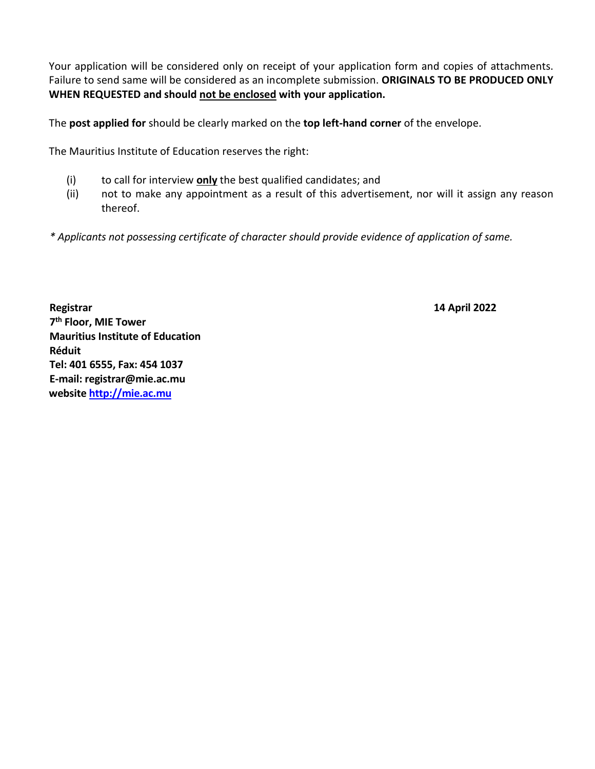Your application will be considered only on receipt of your application form and copies of attachments. Failure to send same will be considered as an incomplete submission. **ORIGINALS TO BE PRODUCED ONLY WHEN REQUESTED and should <u>not be enclosed</u> with your application.**

The **post applied for** should be clearly marked on the **top left-hand corner** of the envelope.

The Mauritius Institute of Education reserves the right:

(i) to call for interview **<u>only</u>** the best qualified candidates; and

(ii) not to make any appointment as a result of this advertisement, nor will it assign any reason thereof.

*\* Applicants not possessing certificate of character should provide evidence of application of same.*

**Registrar**
**7th Floor, MIE Tower**
**Mauritius Institute of Education**
**Réduit**
**Tel: 401 6555, Fax: 454 1037**
**E-mail: registrar@mie.ac.mu**
**website [http://mie.ac.mu](http://mie.ac.mu)**

**14 April 2022**